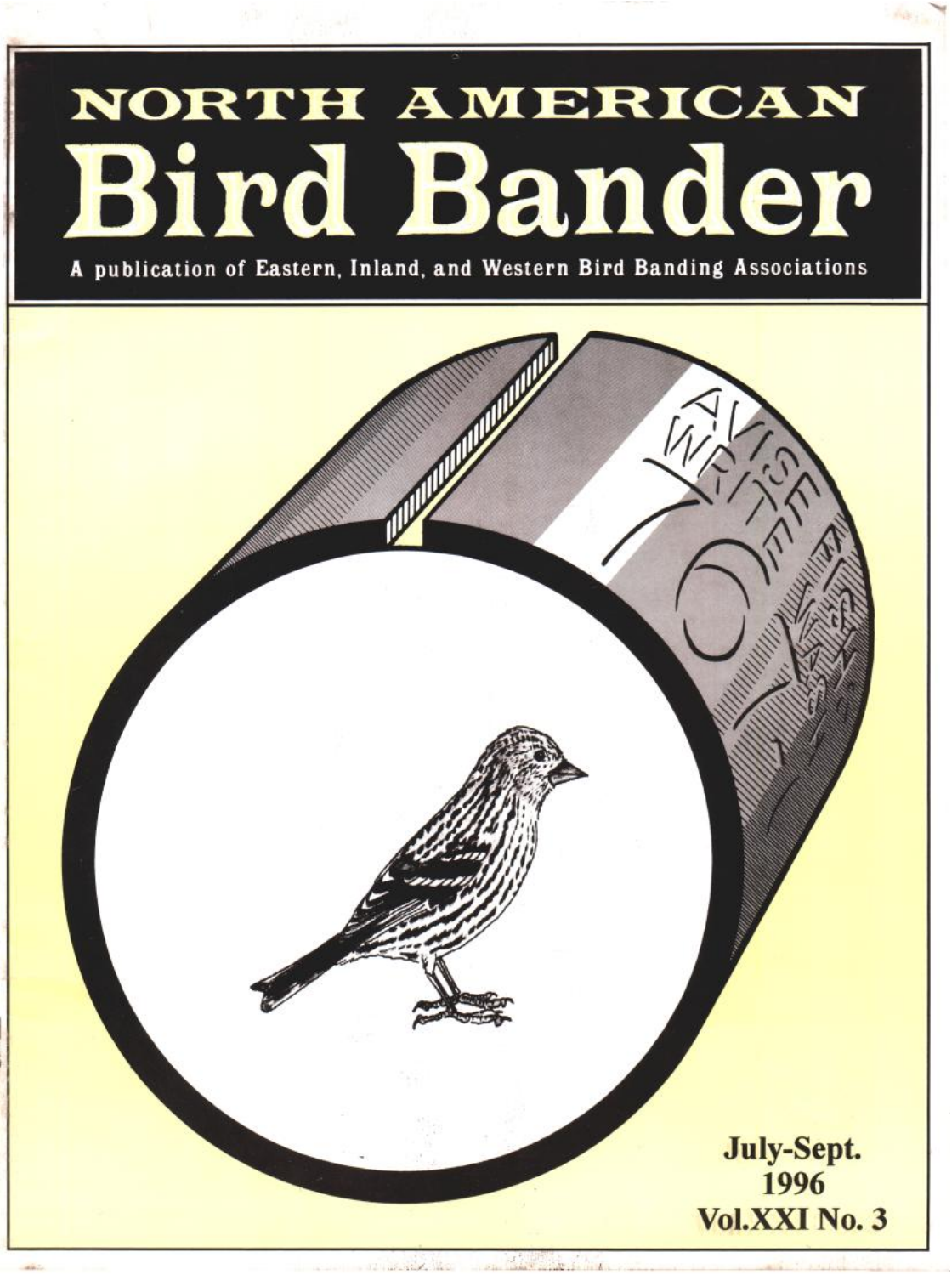# NORTH AMERICAN
# Bird Bander

A publication of Eastern, Inland, and Western Bird Banding Associations

July-Sept.
1996
Vol.XXI No. 3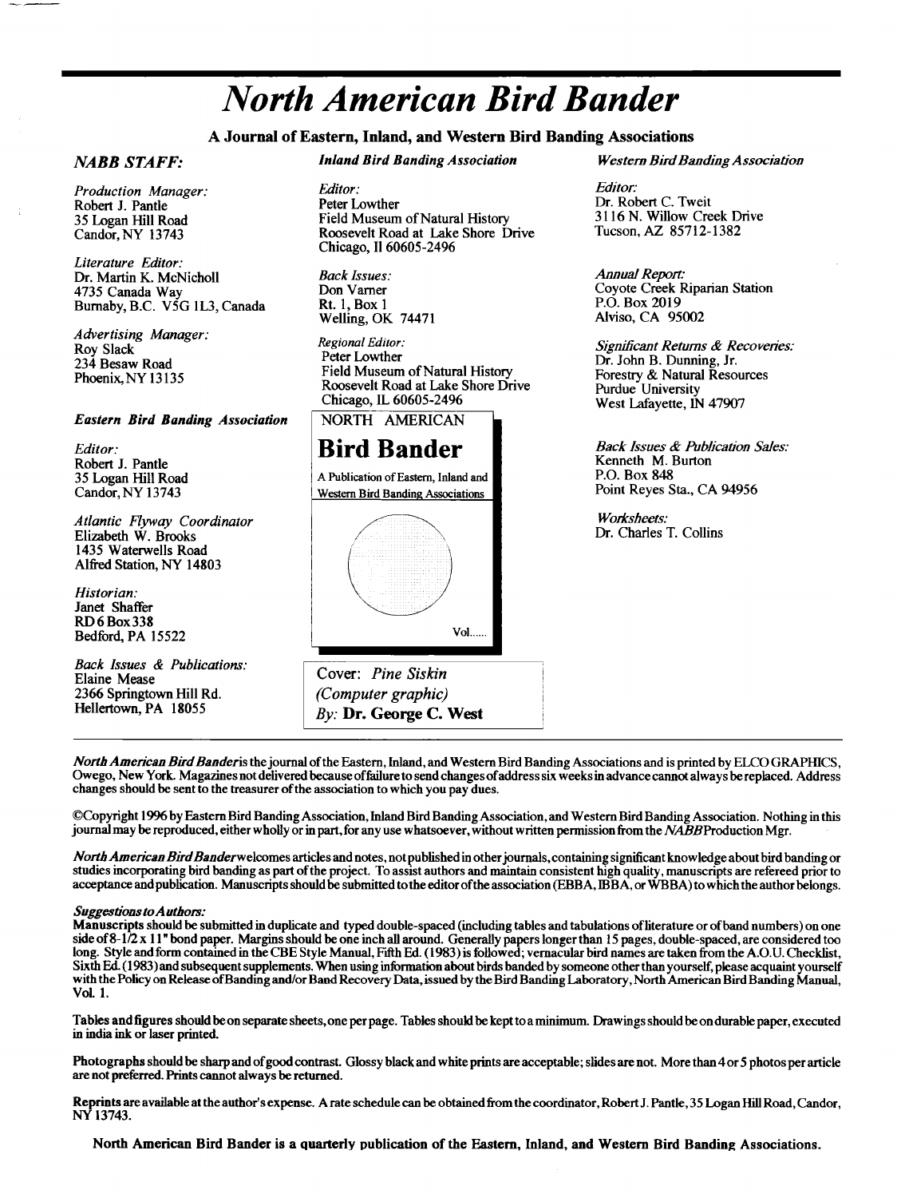# North American Bird Bander

**A Journal of Eastern, Inland, and Western Bird Banding Associations**

### *NABB STAFF:*

*Production Manager:*
Robert J. Pantle
35 Logan Hill Road
Candor, NY 13743

*Literature Editor:*
Dr. Martin K. McNicholl
4735 Canada Way
Burnaby, B.C. V5G 1L3, Canada

*Advertising Manager:*
Roy Slack
234 Besaw Road
Phoenix, NY 13135

### *Eastern Bird Banding Association*

*Editor:*
Robert J. Pantle
35 Logan Hill Road
Candor, NY 13743

*Atlantic Flyway Coordinator*
Elizabeth W. Brooks
1435 Waterwells Road
Alfred Station, NY 14803

*Historian:*
Janet Shaffer
RD 6 Box 338
Bedford, PA 15522

*Back Issues & Publications:*
Elaine Mease
2366 Springtown Hill Rd.
Hellertown, PA 18055

### *Inland Bird Banding Association*

*Editor:*
Peter Lowther
Field Museum of Natural History
Roosevelt Road at Lake Shore Drive
Chicago, Il 60605-2496

*Back Issues:*
Don Varner
Rt. 1, Box 1
Welling, OK 74471

*Regional Editor:*
Peter Lowther
Field Museum of Natural History
Roosevelt Road at Lake Shore Drive
Chicago, IL 60605-2496

NORTH AMERICAN
**Bird Bander**
A Publication of Eastern, Inland and Western Bird Banding Associations
Vol......

Cover: *Pine Siskin*
*(Computer graphic)*
*By:* **Dr. George C. West**

### *Western Bird Banding Association*

*Editor:*
Dr. Robert C. Tweit
3116 N. Willow Creek Drive
Tucson, AZ 85712-1382

*Annual Report:*
Coyote Creek Riparian Station
P.O. Box 2019
Alviso, CA 95002

*Significant Returns & Recoveries:*
Dr. John B. Dunning, Jr.
Forestry & Natural Resources
Purdue University
West Lafayette, IN 47907

*Back Issues & Publication Sales:*
Kenneth M. Burton
P.O. Box 848
Point Reyes Sta., CA 94956

*Worksheets:*
Dr. Charles T. Collins

---

*North American Bird Bander* is the journal of the Eastern, Inland, and Western Bird Banding Associations and is printed by ELCO GRAPHICS, Owego, New York. Magazines not delivered because of failure to send changes of address six weeks in advance cannot always be replaced. Address changes should be sent to the treasurer of the association to which you pay dues.

©Copyright 1996 by Eastern Bird Banding Association, Inland Bird Banding Association, and Western Bird Banding Association. Nothing in this journal may be reproduced, either wholly or in part, for any use whatsoever, without written permission from the *NABB* Production Mgr.

*North American Bird Bander* welcomes articles and notes, not published in other journals, containing significant knowledge about bird banding or studies incorporating bird banding as part of the project. To assist authors and maintain consistent high quality, manuscripts are refereed prior to acceptance and publication. Manuscripts should be submitted to the editor of the association (EBBA, IBBA, or WBBA) to which the author belongs.

***Suggestions to Authors:***
**Manuscripts** should be submitted in duplicate and typed double-spaced (including tables and tabulations of literature or of band numbers) on one side of 8-1/2 x 11" bond paper. Margins should be one inch all around. Generally papers longer than 15 pages, double-spaced, are considered too long. Style and form contained in the CBE Style Manual, Fifth Ed. (1983) is followed; vernacular bird names are taken from the A.O.U. Checklist, Sixth Ed. (1983) and subsequent supplements. When using information about birds banded by someone other than yourself, please acquaint yourself with the Policy on Release of Banding and/or Band Recovery Data, issued by the Bird Banding Laboratory, North American Bird Banding Manual, Vol. 1.

**Tables and figures** should be on separate sheets, one per page. Tables should be kept to a minimum. Drawings should be on durable paper, executed in india ink or laser printed.

**Photographs** should be sharp and of good contrast. Glossy black and white prints are acceptable; slides are not. More than 4 or 5 photos per article are not preferred. Prints cannot always be returned.

**Reprints** are available at the author's expense. A rate schedule can be obtained from the coordinator, Robert J. Pantle, 35 Logan Hill Road, Candor, NY 13743.

**North American Bird Bander is a quarterly publication of the Eastern, Inland, and Western Bird Banding Associations.**